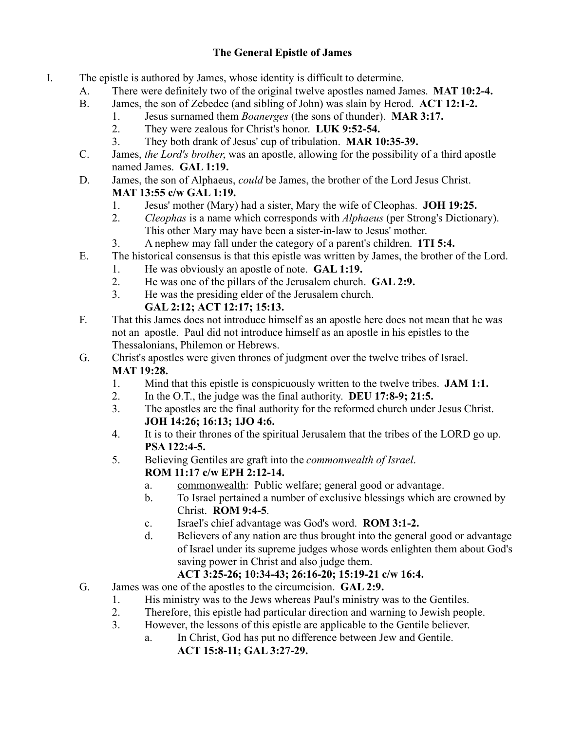# The General Epistle of James

I. The epistle is authored by James, whose identity is difficult to determine.

   A. There were definitely two of the original twelve apostles named James. **MAT 10:2-4.**

   B. James, the son of Zebedee (and sibling of John) was slain by Herod. **ACT 12:1-2.**

      1. Jesus surnamed them *Boanerges* (the sons of thunder). **MAR 3:17.**
      2. They were zealous for Christ's honor. **LUK 9:52-54.**
      3. They both drank of Jesus' cup of tribulation. **MAR 10:35-39.**

   C. James, *the Lord's brother*, was an apostle, allowing for the possibility of a third apostle named James. **GAL 1:19.**

   D. James, the son of Alphaeus, *could* be James, the brother of the Lord Jesus Christ. **MAT 13:55 c/w GAL 1:19.**

      1. Jesus' mother (Mary) had a sister, Mary the wife of Cleophas. **JOH 19:25.**
      2. *Cleophas* is a name which corresponds with *Alphaeus* (per Strong's Dictionary). This other Mary may have been a sister-in-law to Jesus' mother.
      3. A nephew may fall under the category of a parent's children. **1TI 5:4.**

   E. The historical consensus is that this epistle was written by James, the brother of the Lord.

      1. He was obviously an apostle of note. **GAL 1:19.**
      2. He was one of the pillars of the Jerusalem church. **GAL 2:9.**
      3. He was the presiding elder of the Jerusalem church. **GAL 2:12; ACT 12:17; 15:13.**

   F. That this James does not introduce himself as an apostle here does not mean that he was not an apostle. Paul did not introduce himself as an apostle in his epistles to the Thessalonians, Philemon or Hebrews.

   G. Christ's apostles were given thrones of judgment over the twelve tribes of Israel. **MAT 19:28.**

      1. Mind that this epistle is conspicuously written to the twelve tribes. **JAM 1:1.**
      2. In the O.T., the judge was the final authority. **DEU 17:8-9; 21:5.**
      3. The apostles are the final authority for the reformed church under Jesus Christ. **JOH 14:26; 16:13; 1JO 4:6.**
      4. It is to their thrones of the spiritual Jerusalem that the tribes of the LORD go up. **PSA 122:4-5.**
      5. Believing Gentiles are graft into the *commonwealth of Israel*. **ROM 11:17 c/w EPH 2:12-14.**

         a. <u>commonwealth</u>: Public welfare; general good or advantage.
         b. To Israel pertained a number of exclusive blessings which are crowned by Christ. **ROM 9:4-5**.
         c. Israel's chief advantage was God's word. **ROM 3:1-2.**
         d. Believers of any nation are thus brought into the general good or advantage of Israel under its supreme judges whose words enlighten them about God's saving power in Christ and also judge them. **ACT 3:25-26; 10:34-43; 26:16-20; 15:19-21 c/w 16:4.**

   G. James was one of the apostles to the circumcision. **GAL 2:9.**

      1. His ministry was to the Jews whereas Paul's ministry was to the Gentiles.
      2. Therefore, this epistle had particular direction and warning to Jewish people.
      3. However, the lessons of this epistle are applicable to the Gentile believer.

         a. In Christ, God has put no difference between Jew and Gentile. **ACT 15:8-11; GAL 3:27-29.**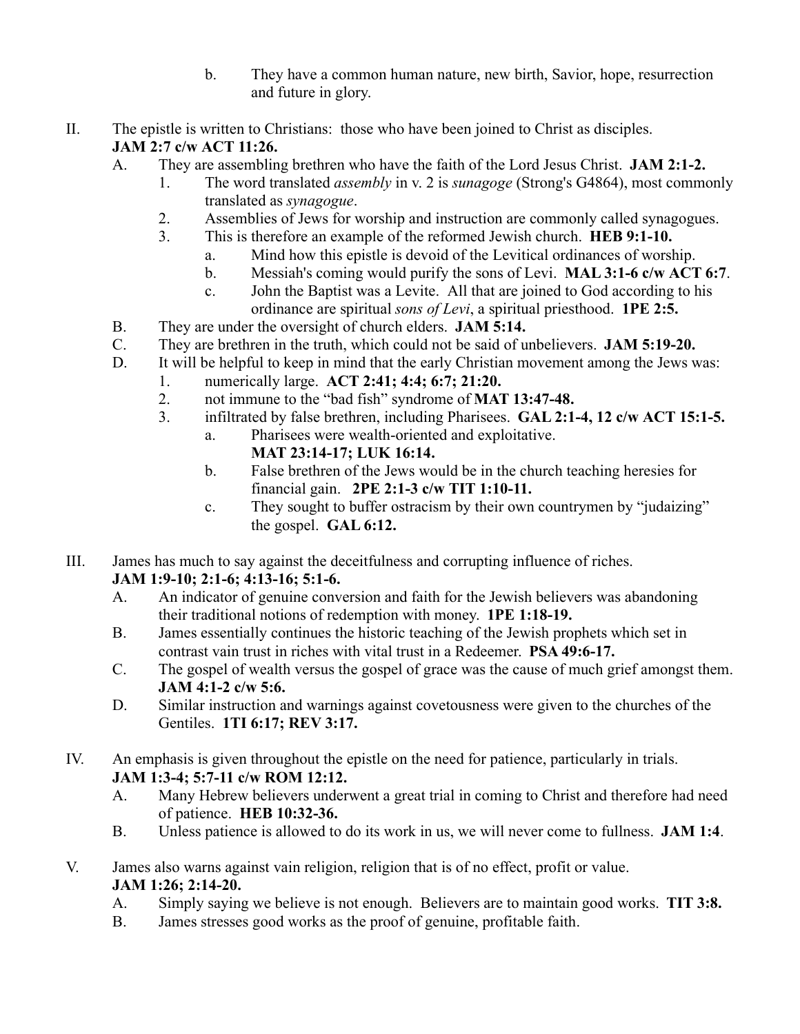b. They have a common human nature, new birth, Savior, hope, resurrection and future in glory.

II. The epistle is written to Christians: those who have been joined to Christ as disciples. **JAM 2:7 c/w ACT 11:26.**

A. They are assembling brethren who have the faith of the Lord Jesus Christ. **JAM 2:1-2.**

1. The word translated *assembly* in v. 2 is *sunagoge* (Strong's G4864), most commonly translated as *synagogue*.
2. Assemblies of Jews for worship and instruction are commonly called synagogues.
3. This is therefore an example of the reformed Jewish church. **HEB 9:1-10.**
    a. Mind how this epistle is devoid of the Levitical ordinances of worship.
    b. Messiah's coming would purify the sons of Levi. **MAL 3:1-6 c/w ACT 6:7**.
    c. John the Baptist was a Levite. All that are joined to God according to his ordinance are spiritual *sons of Levi*, a spiritual priesthood. **1PE 2:5.**

B. They are under the oversight of church elders. **JAM 5:14.**

C. They are brethren in the truth, which could not be said of unbelievers. **JAM 5:19-20.**

D. It will be helpful to keep in mind that the early Christian movement among the Jews was:

1. numerically large. **ACT 2:41; 4:4; 6:7; 21:20.**
2. not immune to the "bad fish" syndrome of **MAT 13:47-48.**
3. infiltrated by false brethren, including Pharisees. **GAL 2:1-4, 12 c/w ACT 15:1-5.**
    a. Pharisees were wealth-oriented and exploitative. **MAT 23:14-17; LUK 16:14.**
    b. False brethren of the Jews would be in the church teaching heresies for financial gain. **2PE 2:1-3 c/w TIT 1:10-11.**
    c. They sought to buffer ostracism by their own countrymen by "judaizing" the gospel. **GAL 6:12.**

III. James has much to say against the deceitfulness and corrupting influence of riches. **JAM 1:9-10; 2:1-6; 4:13-16; 5:1-6.**

A. An indicator of genuine conversion and faith for the Jewish believers was abandoning their traditional notions of redemption with money. **1PE 1:18-19.**

B. James essentially continues the historic teaching of the Jewish prophets which set in contrast vain trust in riches with vital trust in a Redeemer. **PSA 49:6-17.**

C. The gospel of wealth versus the gospel of grace was the cause of much grief amongst them. **JAM 4:1-2 c/w 5:6.**

D. Similar instruction and warnings against covetousness were given to the churches of the Gentiles. **1TI 6:17; REV 3:17.**

IV. An emphasis is given throughout the epistle on the need for patience, particularly in trials. **JAM 1:3-4; 5:7-11 c/w ROM 12:12.**

A. Many Hebrew believers underwent a great trial in coming to Christ and therefore had need of patience. **HEB 10:32-36.**

B. Unless patience is allowed to do its work in us, we will never come to fullness. **JAM 1:4**.

V. James also warns against vain religion, religion that is of no effect, profit or value. **JAM 1:26; 2:14-20.**

A. Simply saying we believe is not enough. Believers are to maintain good works. **TIT 3:8.**

B. James stresses good works as the proof of genuine, profitable faith.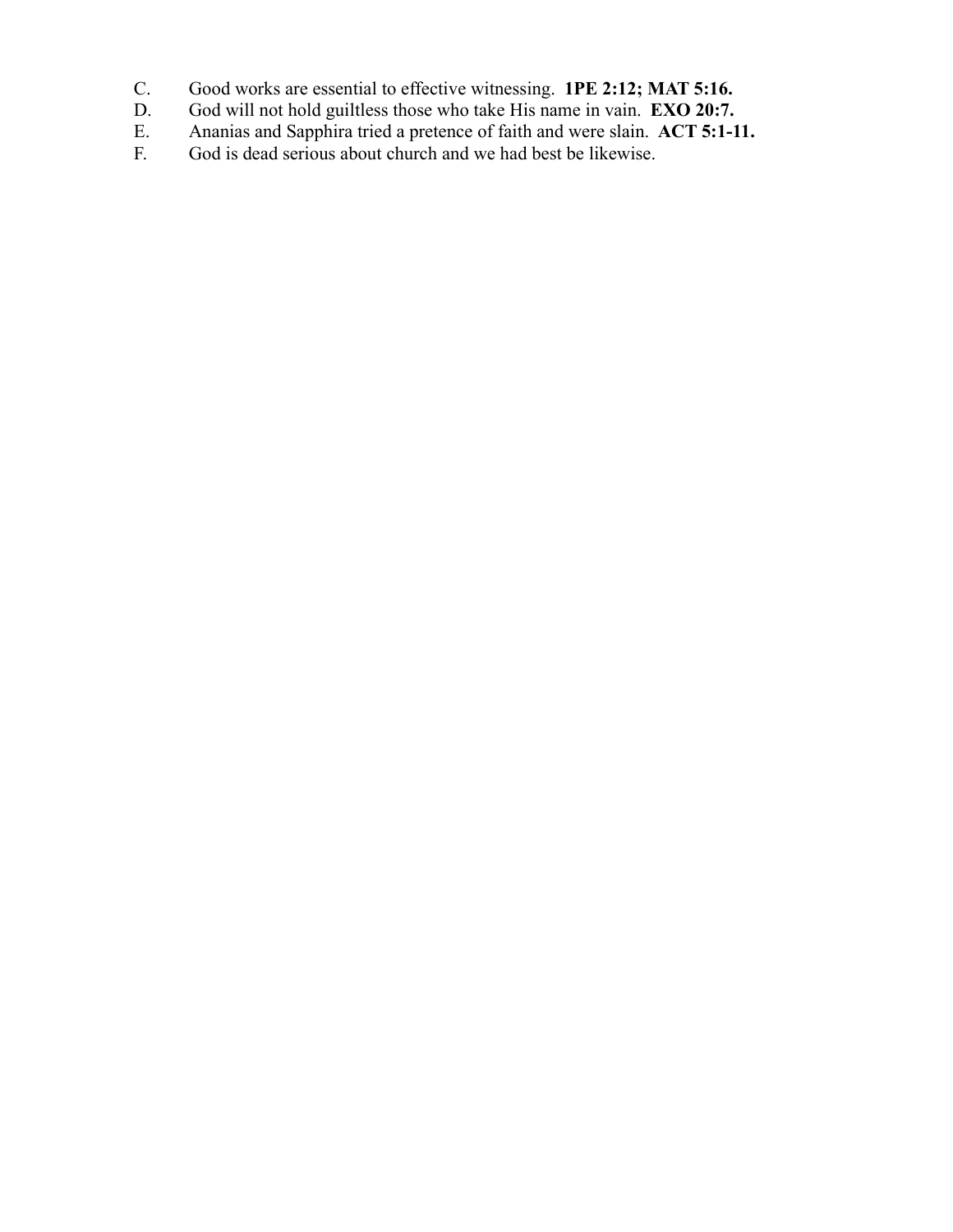C. Good works are essential to effective witnessing. **1PE 2:12; MAT 5:16.**
D. God will not hold guiltless those who take His name in vain. **EXO 20:7.**
E. Ananias and Sapphira tried a pretence of faith and were slain. **ACT 5:1-11.**
F. God is dead serious about church and we had best be likewise.